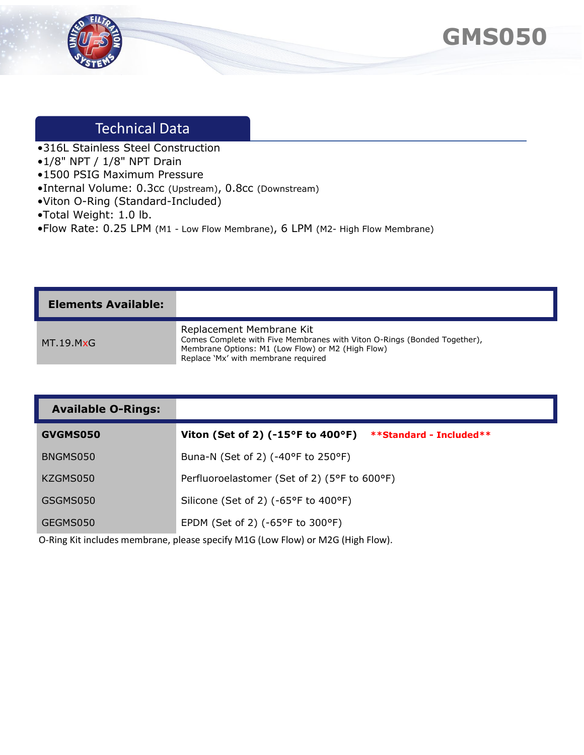# GMS050

## Technical Data

- 316L Stainless Steel Construction
- 1/8" NPT / 1/8" NPT Drain
- 1500 PSIG Maximum Pressure
- Internal Volume: 0.3cc (Upstream), 0.8cc (Downstream)
- Viton O-Ring (Standard-Included)
- Total Weight: 1.0 lb.
- Flow Rate: 0.25 LPM (M1 - Low Flow Membrane), 6 LPM (M2- High Flow Membrane)

| Elements Available: | |
|---|---|
| MT.19.MxG | Replacement Membrane Kit<br>Comes Complete with Five Membranes with Viton O-Rings (Bonded Together),<br>Membrane Options: M1 (Low Flow) or M2 (High Flow)<br>Replace 'Mx' with membrane required |

| Available O-Rings: | |
|---|---|
| **GVGMS050** | **Viton (Set of 2) (-15°F to 400°F)** **\*\*Standard - Included\*\*** |
| BNGMS050 | Buna-N (Set of 2) (-40°F to 250°F) |
| KZGMS050 | Perfluoroelastomer (Set of 2) (5°F to 600°F) |
| GSGMS050 | Silicone (Set of 2) (-65°F to 400°F) |
| GEGMS050 | EPDM (Set of 2) (-65°F to 300°F) |

O-Ring Kit includes membrane, please specify M1G (Low Flow) or M2G (High Flow).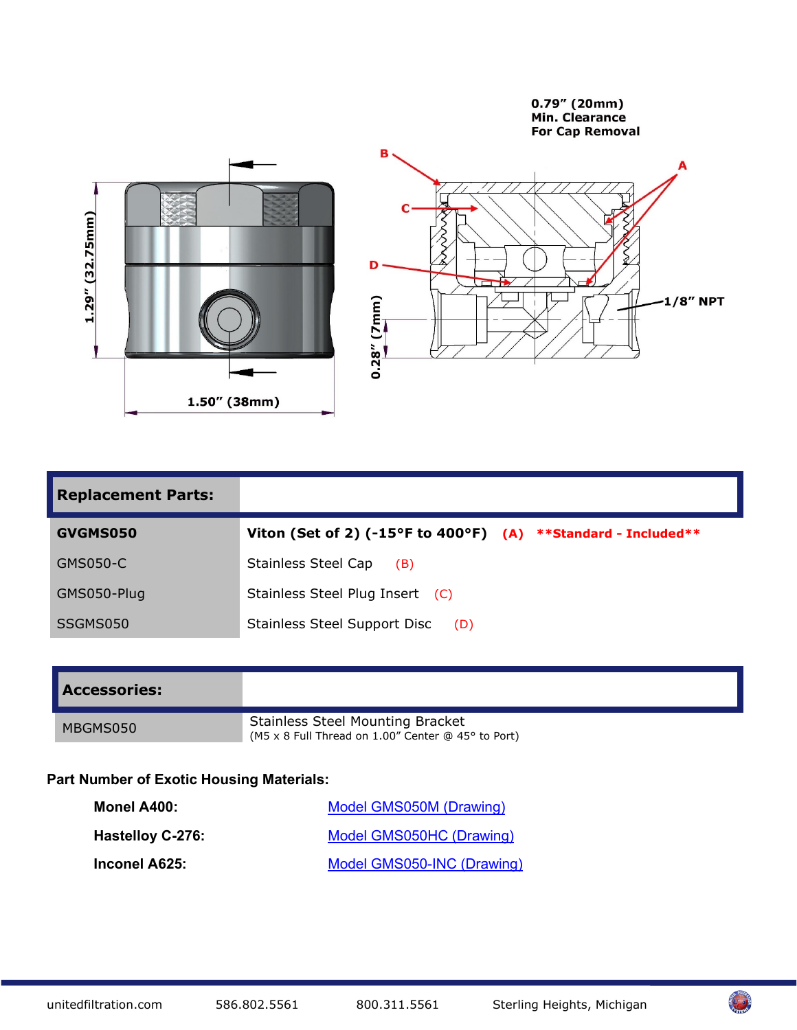0.79" (20mm)
Min. Clearance
For Cap Removal

B

C

D

A

1/8" NPT

1.29" (32.75mm)

0.28" (7mm)

1.50" (38mm)

| **Replacement Parts:** | |
|---|---|
| **GVGMS050** | **Viton (Set of 2) (-15°F to 400°F)** **(A)** **\*\*Standard - Included\*\*** |
| GMS050-C | Stainless Steel Cap (B) |
| GMS050-Plug | Stainless Steel Plug Insert (C) |
| SSGMS050 | Stainless Steel Support Disc (D) |

| **Accessories:** | |
|---|---|
| MBGMS050 | Stainless Steel Mounting Bracket (M5 x 8 Full Thread on 1.00" Center @ 45° to Port) |

**Part Number of Exotic Housing Materials:**

| | |
|---|---|
| **Monel A400:** | Model GMS050M (Drawing) |
| **Hastelloy C-276:** | Model GMS050HC (Drawing) |
| **Inconel A625:** | Model GMS050-INC (Drawing) |